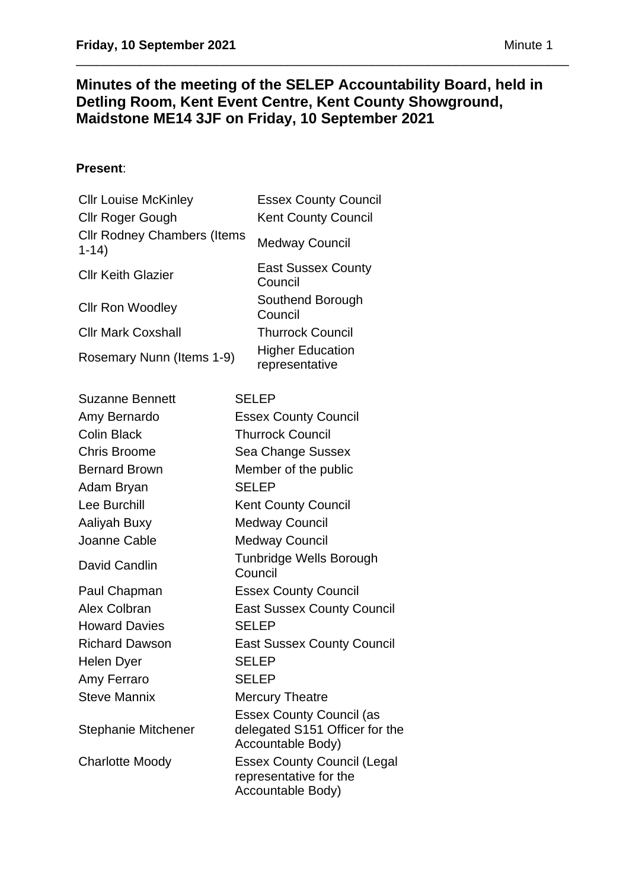# Minutes of the meeting of the SELEP Accountability Board, held in Detling Room, Kent Event Centre, Kent County Showground, Maidstone ME14 3JF on Friday, 10 September 2021

**Present**:

| | |
|---|---|
| Cllr Louise McKinley | Essex County Council |
| Cllr Roger Gough | Kent County Council |
| Cllr Rodney Chambers (Items 1-14) | Medway Council |
| Cllr Keith Glazier | East Sussex County Council |
| Cllr Ron Woodley | Southend Borough Council |
| Cllr Mark Coxshall | Thurrock Council |
| Rosemary Nunn (Items 1-9) | Higher Education representative |

| | |
|---|---|
| Suzanne Bennett | SELEP |
| Amy Bernardo | Essex County Council |
| Colin Black | Thurrock Council |
| Chris Broome | Sea Change Sussex |
| Bernard Brown | Member of the public |
| Adam Bryan | SELEP |
| Lee Burchill | Kent County Council |
| Aaliyah Buxy | Medway Council |
| Joanne Cable | Medway Council |
| David Candlin | Tunbridge Wells Borough Council |
| Paul Chapman | Essex County Council |
| Alex Colbran | East Sussex County Council |
| Howard Davies | SELEP |
| Richard Dawson | East Sussex County Council |
| Helen Dyer | SELEP |
| Amy Ferraro | SELEP |
| Steve Mannix | Mercury Theatre |
| Stephanie Mitchener | Essex County Council (as delegated S151 Officer for the Accountable Body) |
| Charlotte Moody | Essex County Council (Legal representative for the Accountable Body) |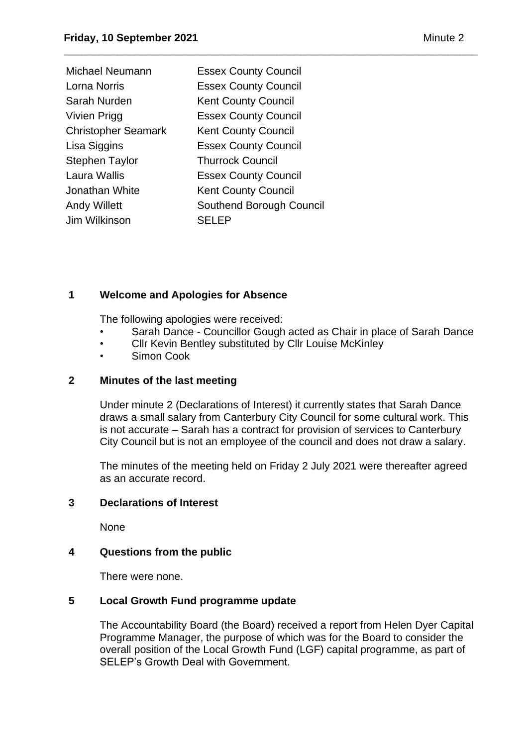| | |
|---|---|
| Michael Neumann | Essex County Council |
| Lorna Norris | Essex County Council |
| Sarah Nurden | Kent County Council |
| Vivien Prigg | Essex County Council |
| Christopher Seamark | Kent County Council |
| Lisa Siggins | Essex County Council |
| Stephen Taylor | Thurrock Council |
| Laura Wallis | Essex County Council |
| Jonathan White | Kent County Council |
| Andy Willett | Southend Borough Council |
| Jim Wilkinson | SELEP |

## 1 Welcome and Apologies for Absence

The following apologies were received:

- Sarah Dance - Councillor Gough acted as Chair in place of Sarah Dance
- Cllr Kevin Bentley substituted by Cllr Louise McKinley
- Simon Cook

## 2 Minutes of the last meeting

Under minute 2 (Declarations of Interest) it currently states that Sarah Dance draws a small salary from Canterbury City Council for some cultural work. This is not accurate – Sarah has a contract for provision of services to Canterbury City Council but is not an employee of the council and does not draw a salary.

The minutes of the meeting held on Friday 2 July 2021 were thereafter agreed as an accurate record.

## 3 Declarations of Interest

None

## 4 Questions from the public

There were none.

## 5 Local Growth Fund programme update

The Accountability Board (the Board) received a report from Helen Dyer Capital Programme Manager, the purpose of which was for the Board to consider the overall position of the Local Growth Fund (LGF) capital programme, as part of SELEP's Growth Deal with Government.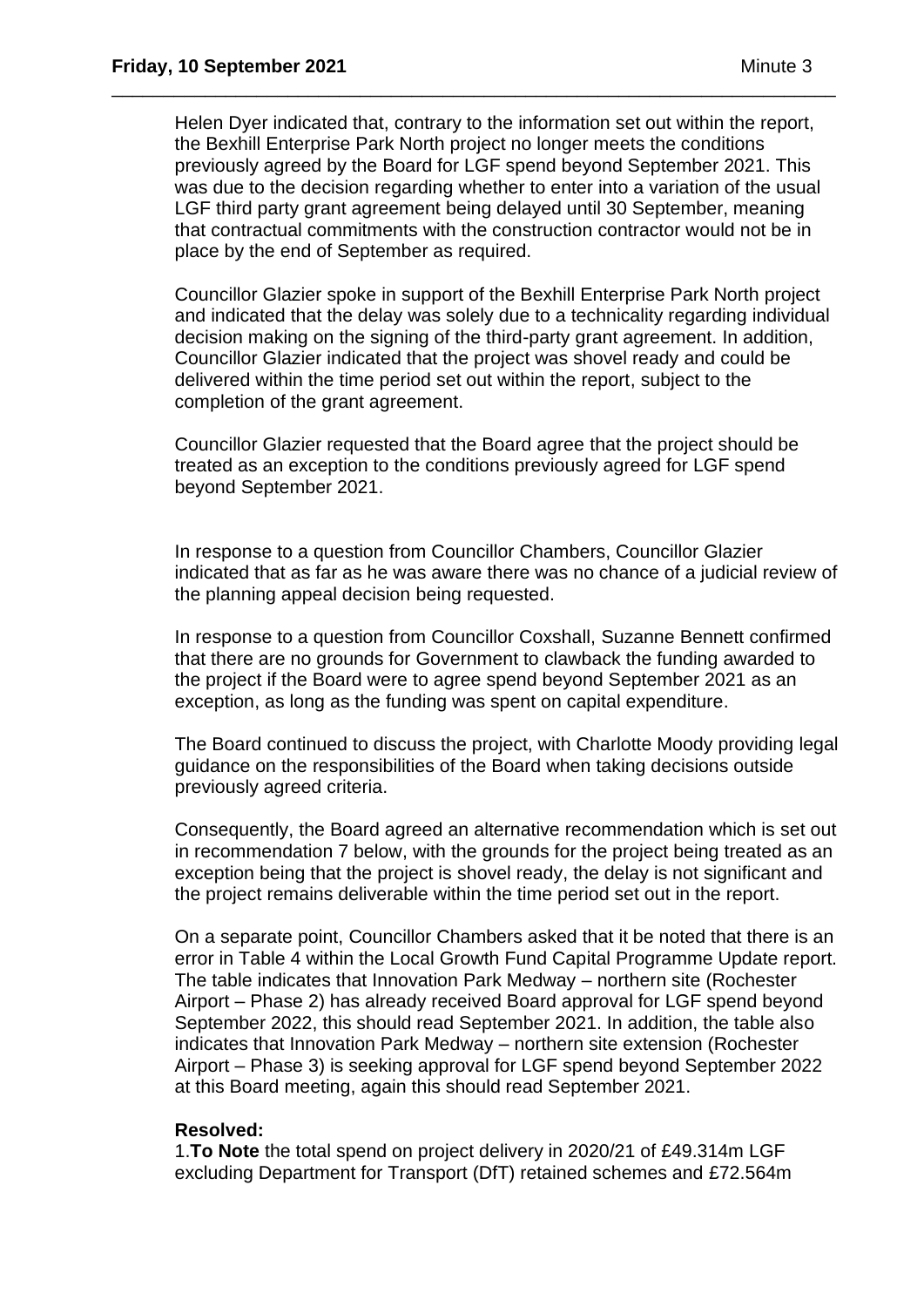Helen Dyer indicated that, contrary to the information set out within the report, the Bexhill Enterprise Park North project no longer meets the conditions previously agreed by the Board for LGF spend beyond September 2021. This was due to the decision regarding whether to enter into a variation of the usual LGF third party grant agreement being delayed until 30 September, meaning that contractual commitments with the construction contractor would not be in place by the end of September as required.

Councillor Glazier spoke in support of the Bexhill Enterprise Park North project and indicated that the delay was solely due to a technicality regarding individual decision making on the signing of the third-party grant agreement. In addition, Councillor Glazier indicated that the project was shovel ready and could be delivered within the time period set out within the report, subject to the completion of the grant agreement.

Councillor Glazier requested that the Board agree that the project should be treated as an exception to the conditions previously agreed for LGF spend beyond September 2021.

In response to a question from Councillor Chambers, Councillor Glazier indicated that as far as he was aware there was no chance of a judicial review of the planning appeal decision being requested.

In response to a question from Councillor Coxshall, Suzanne Bennett confirmed that there are no grounds for Government to clawback the funding awarded to the project if the Board were to agree spend beyond September 2021 as an exception, as long as the funding was spent on capital expenditure.

The Board continued to discuss the project, with Charlotte Moody providing legal guidance on the responsibilities of the Board when taking decisions outside previously agreed criteria.

Consequently, the Board agreed an alternative recommendation which is set out in recommendation 7 below, with the grounds for the project being treated as an exception being that the project is shovel ready, the delay is not significant and the project remains deliverable within the time period set out in the report.

On a separate point, Councillor Chambers asked that it be noted that there is an error in Table 4 within the Local Growth Fund Capital Programme Update report. The table indicates that Innovation Park Medway – northern site (Rochester Airport – Phase 2) has already received Board approval for LGF spend beyond September 2022, this should read September 2021. In addition, the table also indicates that Innovation Park Medway – northern site extension (Rochester Airport – Phase 3) is seeking approval for LGF spend beyond September 2022 at this Board meeting, again this should read September 2021.

**Resolved:**

1. **To Note** the total spend on project delivery in 2020/21 of £49.314m LGF excluding Department for Transport (DfT) retained schemes and £72.564m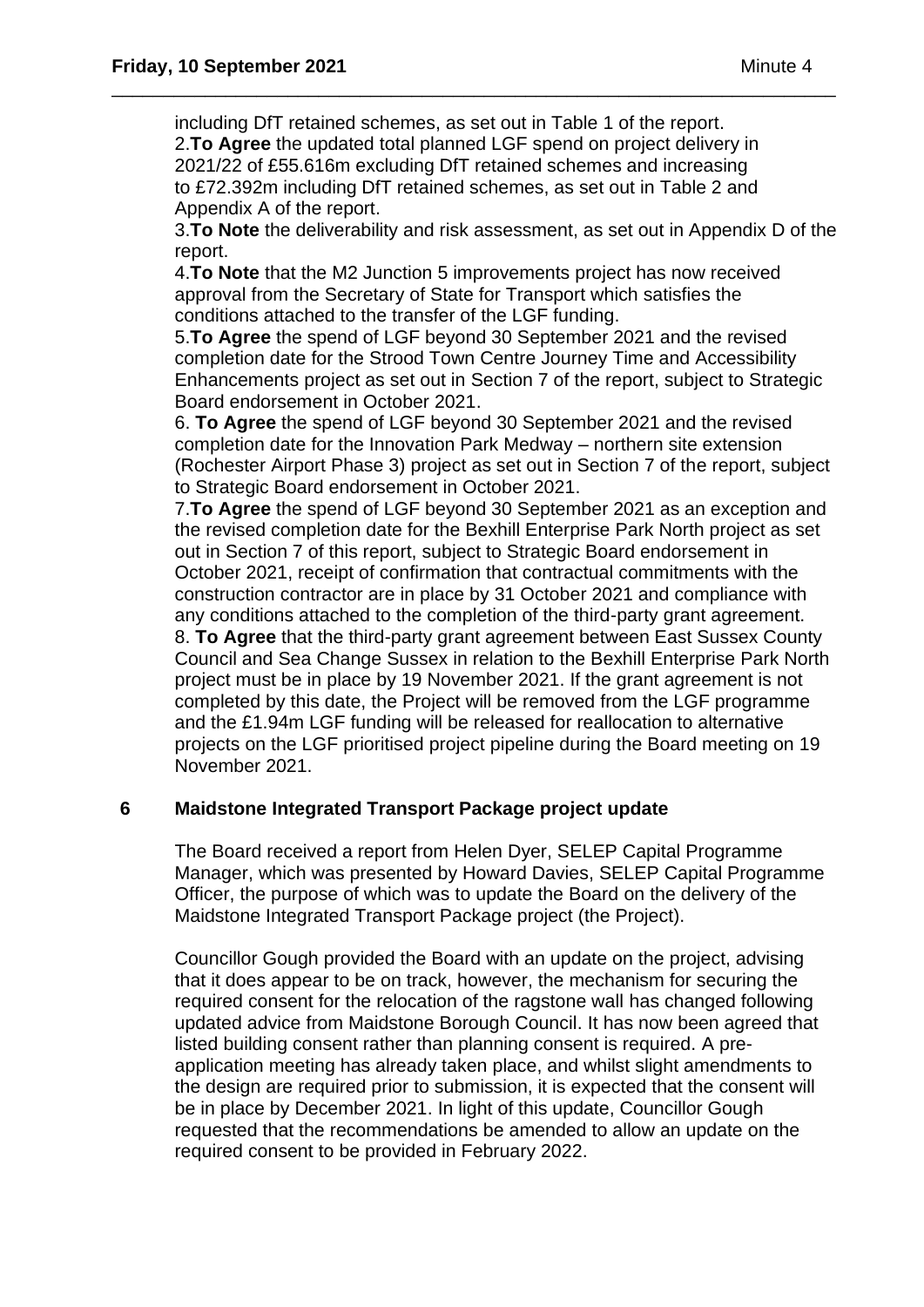including DfT retained schemes, as set out in Table 1 of the report.

2.**To Agree** the updated total planned LGF spend on project delivery in 2021/22 of £55.616m excluding DfT retained schemes and increasing to £72.392m including DfT retained schemes, as set out in Table 2 and Appendix A of the report.

3.**To Note** the deliverability and risk assessment, as set out in Appendix D of the report.

4.**To Note** that the M2 Junction 5 improvements project has now received approval from the Secretary of State for Transport which satisfies the conditions attached to the transfer of the LGF funding.

5.**To Agree** the spend of LGF beyond 30 September 2021 and the revised completion date for the Strood Town Centre Journey Time and Accessibility Enhancements project as set out in Section 7 of the report, subject to Strategic Board endorsement in October 2021.

6. **To Agree** the spend of LGF beyond 30 September 2021 and the revised completion date for the Innovation Park Medway – northern site extension (Rochester Airport Phase 3) project as set out in Section 7 of the report, subject to Strategic Board endorsement in October 2021.

7.**To Agree** the spend of LGF beyond 30 September 2021 as an exception and the revised completion date for the Bexhill Enterprise Park North project as set out in Section 7 of this report, subject to Strategic Board endorsement in October 2021, receipt of confirmation that contractual commitments with the construction contractor are in place by 31 October 2021 and compliance with any conditions attached to the completion of the third-party grant agreement.

8. **To Agree** that the third-party grant agreement between East Sussex County Council and Sea Change Sussex in relation to the Bexhill Enterprise Park North project must be in place by 19 November 2021. If the grant agreement is not completed by this date, the Project will be removed from the LGF programme and the £1.94m LGF funding will be released for reallocation to alternative projects on the LGF prioritised project pipeline during the Board meeting on 19 November 2021.

## 6 Maidstone Integrated Transport Package project update

The Board received a report from Helen Dyer, SELEP Capital Programme Manager, which was presented by Howard Davies, SELEP Capital Programme Officer, the purpose of which was to update the Board on the delivery of the Maidstone Integrated Transport Package project (the Project).

Councillor Gough provided the Board with an update on the project, advising that it does appear to be on track, however, the mechanism for securing the required consent for the relocation of the ragstone wall has changed following updated advice from Maidstone Borough Council. It has now been agreed that listed building consent rather than planning consent is required. A pre-application meeting has already taken place, and whilst slight amendments to the design are required prior to submission, it is expected that the consent will be in place by December 2021. In light of this update, Councillor Gough requested that the recommendations be amended to allow an update on the required consent to be provided in February 2022.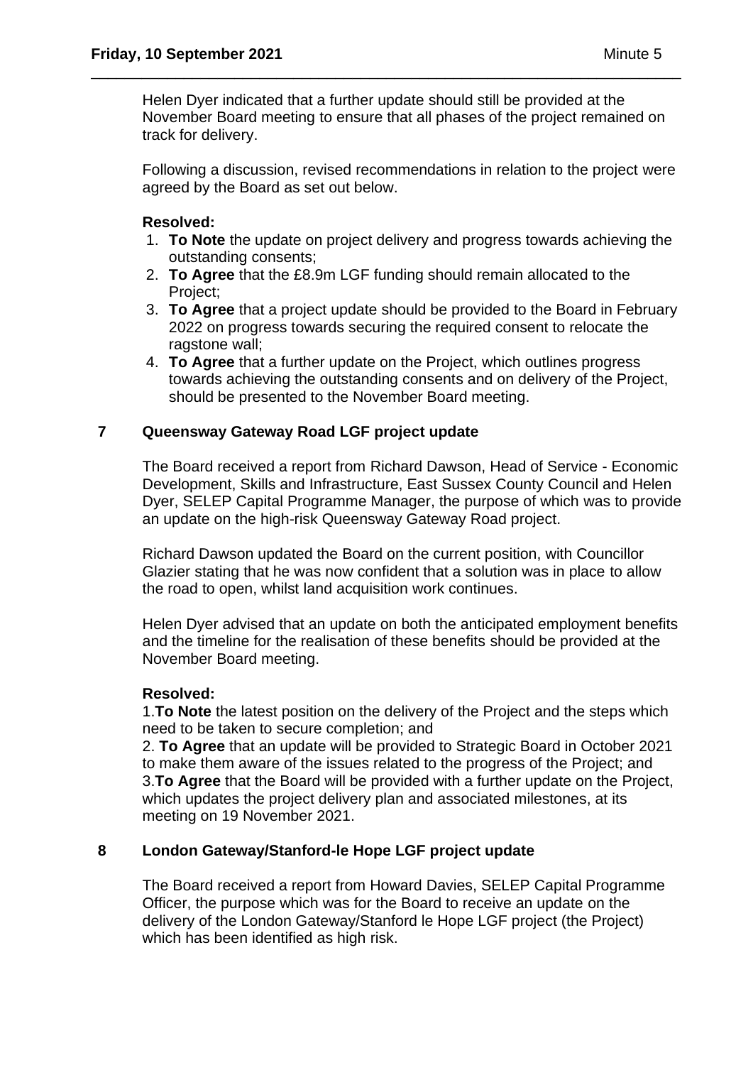Helen Dyer indicated that a further update should still be provided at the November Board meeting to ensure that all phases of the project remained on track for delivery.

Following a discussion, revised recommendations in relation to the project were agreed by the Board as set out below.

**Resolved:**

1. **To Note** the update on project delivery and progress towards achieving the outstanding consents;
2. **To Agree** that the £8.9m LGF funding should remain allocated to the Project;
3. **To Agree** that a project update should be provided to the Board in February 2022 on progress towards securing the required consent to relocate the ragstone wall;
4. **To Agree** that a further update on the Project, which outlines progress towards achieving the outstanding consents and on delivery of the Project, should be presented to the November Board meeting.

## 7 Queensway Gateway Road LGF project update

The Board received a report from Richard Dawson, Head of Service - Economic Development, Skills and Infrastructure, East Sussex County Council and Helen Dyer, SELEP Capital Programme Manager, the purpose of which was to provide an update on the high-risk Queensway Gateway Road project.

Richard Dawson updated the Board on the current position, with Councillor Glazier stating that he was now confident that a solution was in place to allow the road to open, whilst land acquisition work continues.

Helen Dyer advised that an update on both the anticipated employment benefits and the timeline for the realisation of these benefits should be provided at the November Board meeting.

**Resolved:**

1.**To Note** the latest position on the delivery of the Project and the steps which need to be taken to secure completion; and
2. **To Agree** that an update will be provided to Strategic Board in October 2021 to make them aware of the issues related to the progress of the Project; and
3.**To Agree** that the Board will be provided with a further update on the Project, which updates the project delivery plan and associated milestones, at its meeting on 19 November 2021.

## 8 London Gateway/Stanford-le Hope LGF project update

The Board received a report from Howard Davies, SELEP Capital Programme Officer, the purpose which was for the Board to receive an update on the delivery of the London Gateway/Stanford le Hope LGF project (the Project) which has been identified as high risk.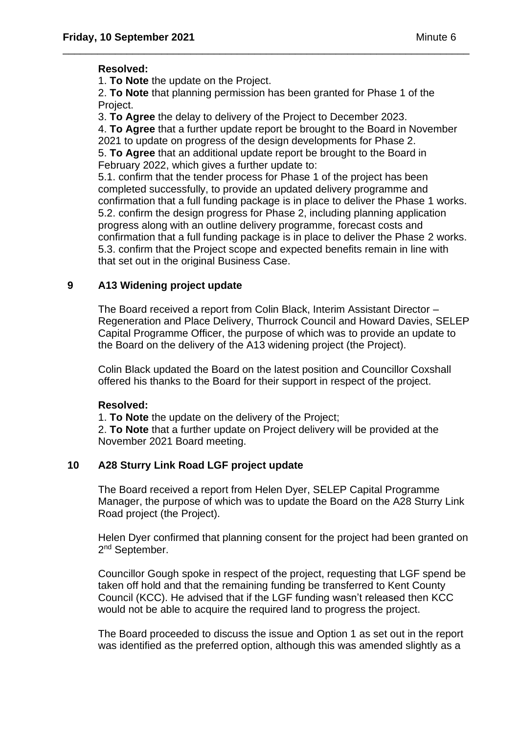**Resolved:**

1. **To Note** the update on the Project.
2. **To Note** that planning permission has been granted for Phase 1 of the Project.
3. **To Agree** the delay to delivery of the Project to December 2023.
4. **To Agree** that a further update report be brought to the Board in November 2021 to update on progress of the design developments for Phase 2.
5. **To Agree** that an additional update report be brought to the Board in February 2022, which gives a further update to:

5.1. confirm that the tender process for Phase 1 of the project has been completed successfully, to provide an updated delivery programme and confirmation that a full funding package is in place to deliver the Phase 1 works.
5.2. confirm the design progress for Phase 2, including planning application progress along with an outline delivery programme, forecast costs and confirmation that a full funding package is in place to deliver the Phase 2 works.
5.3. confirm that the Project scope and expected benefits remain in line with that set out in the original Business Case.

## 9 A13 Widening project update

The Board received a report from Colin Black, Interim Assistant Director – Regeneration and Place Delivery, Thurrock Council and Howard Davies, SELEP Capital Programme Officer, the purpose of which was to provide an update to the Board on the delivery of the A13 widening project (the Project).

Colin Black updated the Board on the latest position and Councillor Coxshall offered his thanks to the Board for their support in respect of the project.

**Resolved:**

1. **To Note** the update on the delivery of the Project;
2. **To Note** that a further update on Project delivery will be provided at the November 2021 Board meeting.

## 10 A28 Sturry Link Road LGF project update

The Board received a report from Helen Dyer, SELEP Capital Programme Manager, the purpose of which was to update the Board on the A28 Sturry Link Road project (the Project).

Helen Dyer confirmed that planning consent for the project had been granted on 2nd September.

Councillor Gough spoke in respect of the project, requesting that LGF spend be taken off hold and that the remaining funding be transferred to Kent County Council (KCC). He advised that if the LGF funding wasn't released then KCC would not be able to acquire the required land to progress the project.

The Board proceeded to discuss the issue and Option 1 as set out in the report was identified as the preferred option, although this was amended slightly as a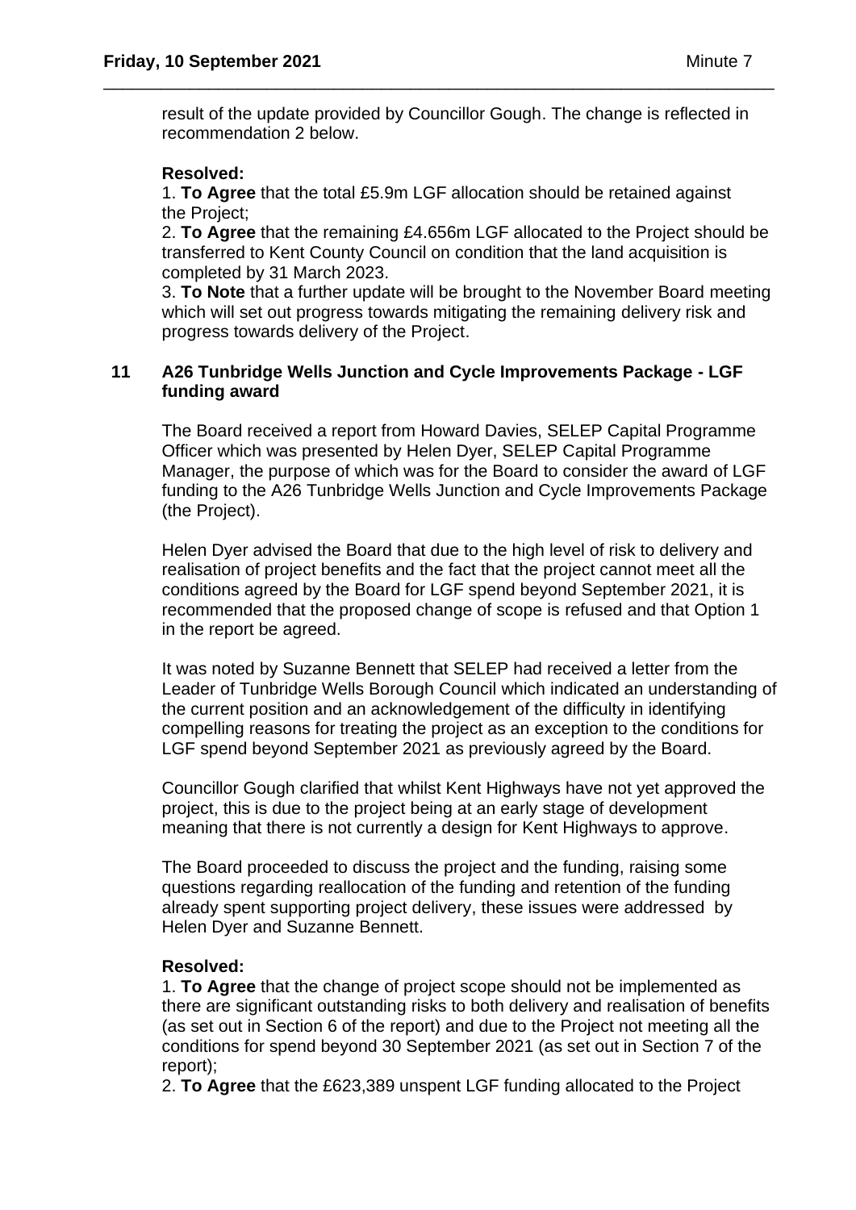result of the update provided by Councillor Gough. The change is reflected in recommendation 2 below.

**Resolved:**

1. **To Agree** that the total £5.9m LGF allocation should be retained against the Project;
2. **To Agree** that the remaining £4.656m LGF allocated to the Project should be transferred to Kent County Council on condition that the land acquisition is completed by 31 March 2023.
3. **To Note** that a further update will be brought to the November Board meeting which will set out progress towards mitigating the remaining delivery risk and progress towards delivery of the Project.

## 11 A26 Tunbridge Wells Junction and Cycle Improvements Package - LGF funding award

The Board received a report from Howard Davies, SELEP Capital Programme Officer which was presented by Helen Dyer, SELEP Capital Programme Manager, the purpose of which was for the Board to consider the award of LGF funding to the A26 Tunbridge Wells Junction and Cycle Improvements Package (the Project).

Helen Dyer advised the Board that due to the high level of risk to delivery and realisation of project benefits and the fact that the project cannot meet all the conditions agreed by the Board for LGF spend beyond September 2021, it is recommended that the proposed change of scope is refused and that Option 1 in the report be agreed.

It was noted by Suzanne Bennett that SELEP had received a letter from the Leader of Tunbridge Wells Borough Council which indicated an understanding of the current position and an acknowledgement of the difficulty in identifying compelling reasons for treating the project as an exception to the conditions for LGF spend beyond September 2021 as previously agreed by the Board.

Councillor Gough clarified that whilst Kent Highways have not yet approved the project, this is due to the project being at an early stage of development meaning that there is not currently a design for Kent Highways to approve.

The Board proceeded to discuss the project and the funding, raising some questions regarding reallocation of the funding and retention of the funding already spent supporting project delivery, these issues were addressed by Helen Dyer and Suzanne Bennett.

**Resolved:**

1. **To Agree** that the change of project scope should not be implemented as there are significant outstanding risks to both delivery and realisation of benefits (as set out in Section 6 of the report) and due to the Project not meeting all the conditions for spend beyond 30 September 2021 (as set out in Section 7 of the report);
2. **To Agree** that the £623,389 unspent LGF funding allocated to the Project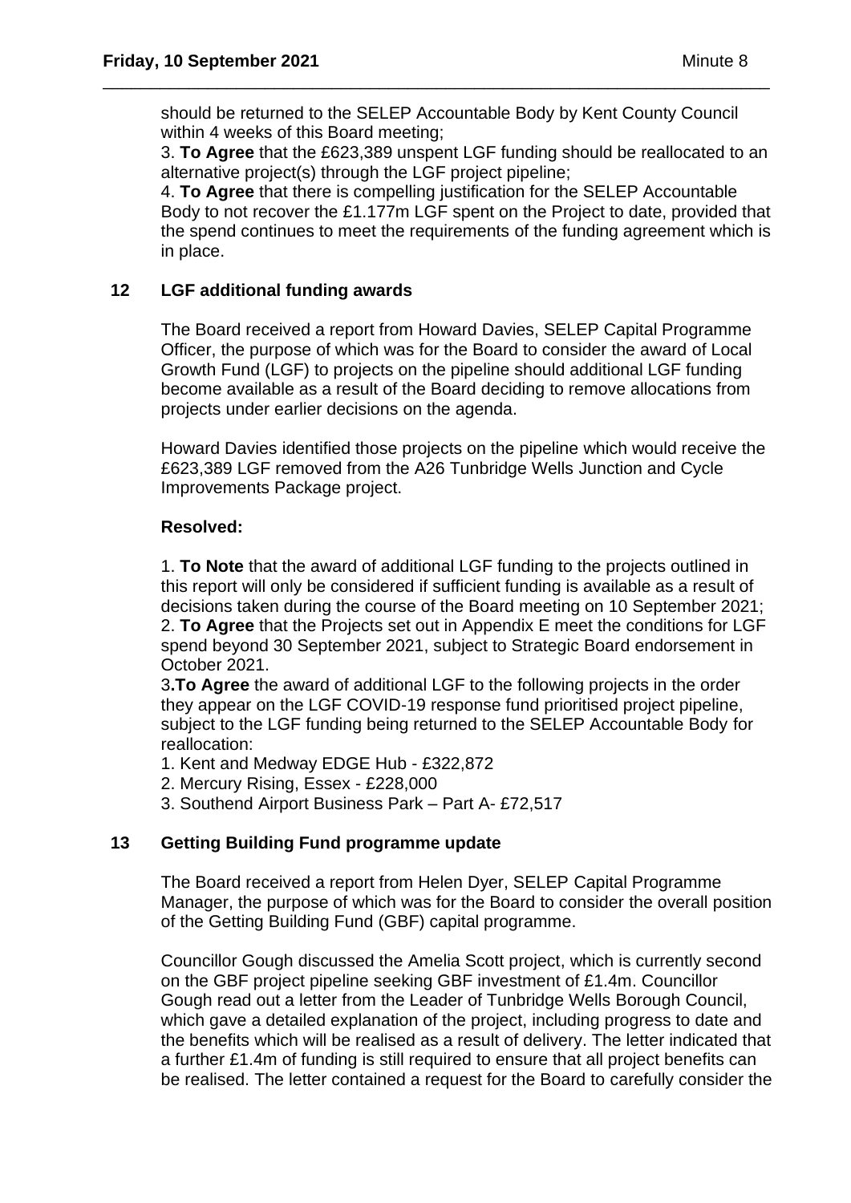should be returned to the SELEP Accountable Body by Kent County Council within 4 weeks of this Board meeting;

3. **To Agree** that the £623,389 unspent LGF funding should be reallocated to an alternative project(s) through the LGF project pipeline;

4. **To Agree** that there is compelling justification for the SELEP Accountable Body to not recover the £1.177m LGF spent on the Project to date, provided that the spend continues to meet the requirements of the funding agreement which is in place.

## 12 LGF additional funding awards

The Board received a report from Howard Davies, SELEP Capital Programme Officer, the purpose of which was for the Board to consider the award of Local Growth Fund (LGF) to projects on the pipeline should additional LGF funding become available as a result of the Board deciding to remove allocations from projects under earlier decisions on the agenda.

Howard Davies identified those projects on the pipeline which would receive the £623,389 LGF removed from the A26 Tunbridge Wells Junction and Cycle Improvements Package project.

**Resolved:**

1. **To Note** that the award of additional LGF funding to the projects outlined in this report will only be considered if sufficient funding is available as a result of decisions taken during the course of the Board meeting on 10 September 2021;

2. **To Agree** that the Projects set out in Appendix E meet the conditions for LGF spend beyond 30 September 2021, subject to Strategic Board endorsement in October 2021.

3**.To Agree** the award of additional LGF to the following projects in the order they appear on the LGF COVID-19 response fund prioritised project pipeline, subject to the LGF funding being returned to the SELEP Accountable Body for reallocation:

1. Kent and Medway EDGE Hub - £322,872
2. Mercury Rising, Essex - £228,000
3. Southend Airport Business Park – Part A- £72,517

## 13 Getting Building Fund programme update

The Board received a report from Helen Dyer, SELEP Capital Programme Manager, the purpose of which was for the Board to consider the overall position of the Getting Building Fund (GBF) capital programme.

Councillor Gough discussed the Amelia Scott project, which is currently second on the GBF project pipeline seeking GBF investment of £1.4m. Councillor Gough read out a letter from the Leader of Tunbridge Wells Borough Council, which gave a detailed explanation of the project, including progress to date and the benefits which will be realised as a result of delivery. The letter indicated that a further £1.4m of funding is still required to ensure that all project benefits can be realised. The letter contained a request for the Board to carefully consider the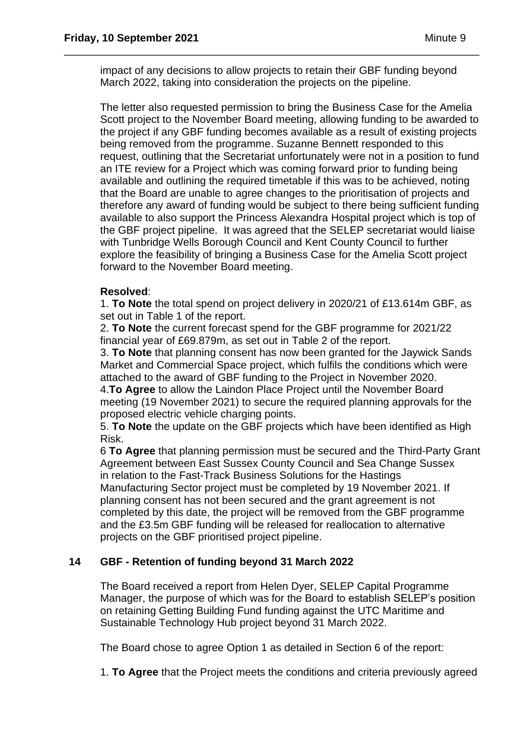impact of any decisions to allow projects to retain their GBF funding beyond March 2022, taking into consideration the projects on the pipeline.

The letter also requested permission to bring the Business Case for the Amelia Scott project to the November Board meeting, allowing funding to be awarded to the project if any GBF funding becomes available as a result of existing projects being removed from the programme. Suzanne Bennett responded to this request, outlining that the Secretariat unfortunately were not in a position to fund an ITE review for a Project which was coming forward prior to funding being available and outlining the required timetable if this was to be achieved, noting that the Board are unable to agree changes to the prioritisation of projects and therefore any award of funding would be subject to there being sufficient funding available to also support the Princess Alexandra Hospital project which is top of the GBF project pipeline. It was agreed that the SELEP secretariat would liaise with Tunbridge Wells Borough Council and Kent County Council to further explore the feasibility of bringing a Business Case for the Amelia Scott project forward to the November Board meeting.

**Resolved**:

1. **To Note** the total spend on project delivery in 2020/21 of £13.614m GBF, as set out in Table 1 of the report.
2. **To Note** the current forecast spend for the GBF programme for 2021/22 financial year of £69.879m, as set out in Table 2 of the report.
3. **To Note** that planning consent has now been granted for the Jaywick Sands Market and Commercial Space project, which fulfils the conditions which were attached to the award of GBF funding to the Project in November 2020.
4. **To Agree** to allow the Laindon Place Project until the November Board meeting (19 November 2021) to secure the required planning approvals for the proposed electric vehicle charging points.
5. **To Note** the update on the GBF projects which have been identified as High Risk.
6. **To Agree** that planning permission must be secured and the Third-Party Grant Agreement between East Sussex County Council and Sea Change Sussex in relation to the Fast-Track Business Solutions for the Hastings Manufacturing Sector project must be completed by 19 November 2021. If planning consent has not been secured and the grant agreement is not completed by this date, the project will be removed from the GBF programme and the £3.5m GBF funding will be released for reallocation to alternative projects on the GBF prioritised project pipeline.

## 14 GBF - Retention of funding beyond 31 March 2022

The Board received a report from Helen Dyer, SELEP Capital Programme Manager, the purpose of which was for the Board to establish SELEP's position on retaining Getting Building Fund funding against the UTC Maritime and Sustainable Technology Hub project beyond 31 March 2022.

The Board chose to agree Option 1 as detailed in Section 6 of the report:

1. **To Agree** that the Project meets the conditions and criteria previously agreed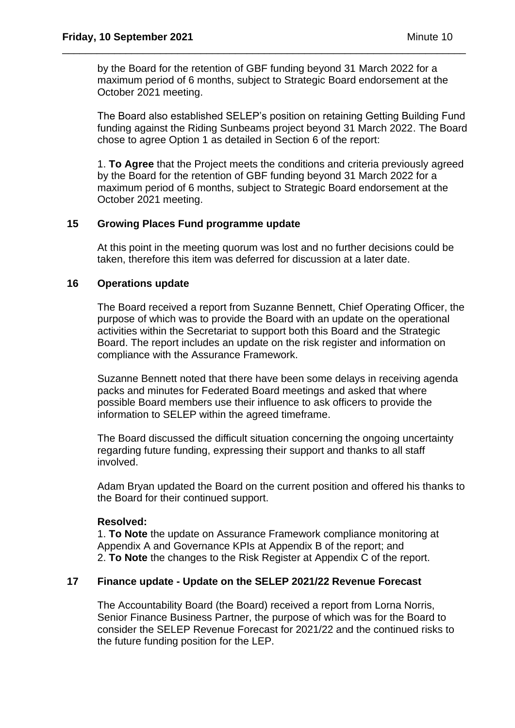by the Board for the retention of GBF funding beyond 31 March 2022 for a maximum period of 6 months, subject to Strategic Board endorsement at the October 2021 meeting.

The Board also established SELEP's position on retaining Getting Building Fund funding against the Riding Sunbeams project beyond 31 March 2022. The Board chose to agree Option 1 as detailed in Section 6 of the report:

1. **To Agree** that the Project meets the conditions and criteria previously agreed by the Board for the retention of GBF funding beyond 31 March 2022 for a maximum period of 6 months, subject to Strategic Board endorsement at the October 2021 meeting.

## 15 Growing Places Fund programme update

At this point in the meeting quorum was lost and no further decisions could be taken, therefore this item was deferred for discussion at a later date.

## 16 Operations update

The Board received a report from Suzanne Bennett, Chief Operating Officer, the purpose of which was to provide the Board with an update on the operational activities within the Secretariat to support both this Board and the Strategic Board. The report includes an update on the risk register and information on compliance with the Assurance Framework.

Suzanne Bennett noted that there have been some delays in receiving agenda packs and minutes for Federated Board meetings and asked that where possible Board members use their influence to ask officers to provide the information to SELEP within the agreed timeframe.

The Board discussed the difficult situation concerning the ongoing uncertainty regarding future funding, expressing their support and thanks to all staff involved.

Adam Bryan updated the Board on the current position and offered his thanks to the Board for their continued support.

**Resolved:**

1. **To Note** the update on Assurance Framework compliance monitoring at Appendix A and Governance KPIs at Appendix B of the report; and
2. **To Note** the changes to the Risk Register at Appendix C of the report.

## 17 Finance update - Update on the SELEP 2021/22 Revenue Forecast

The Accountability Board (the Board) received a report from Lorna Norris, Senior Finance Business Partner, the purpose of which was for the Board to consider the SELEP Revenue Forecast for 2021/22 and the continued risks to the future funding position for the LEP.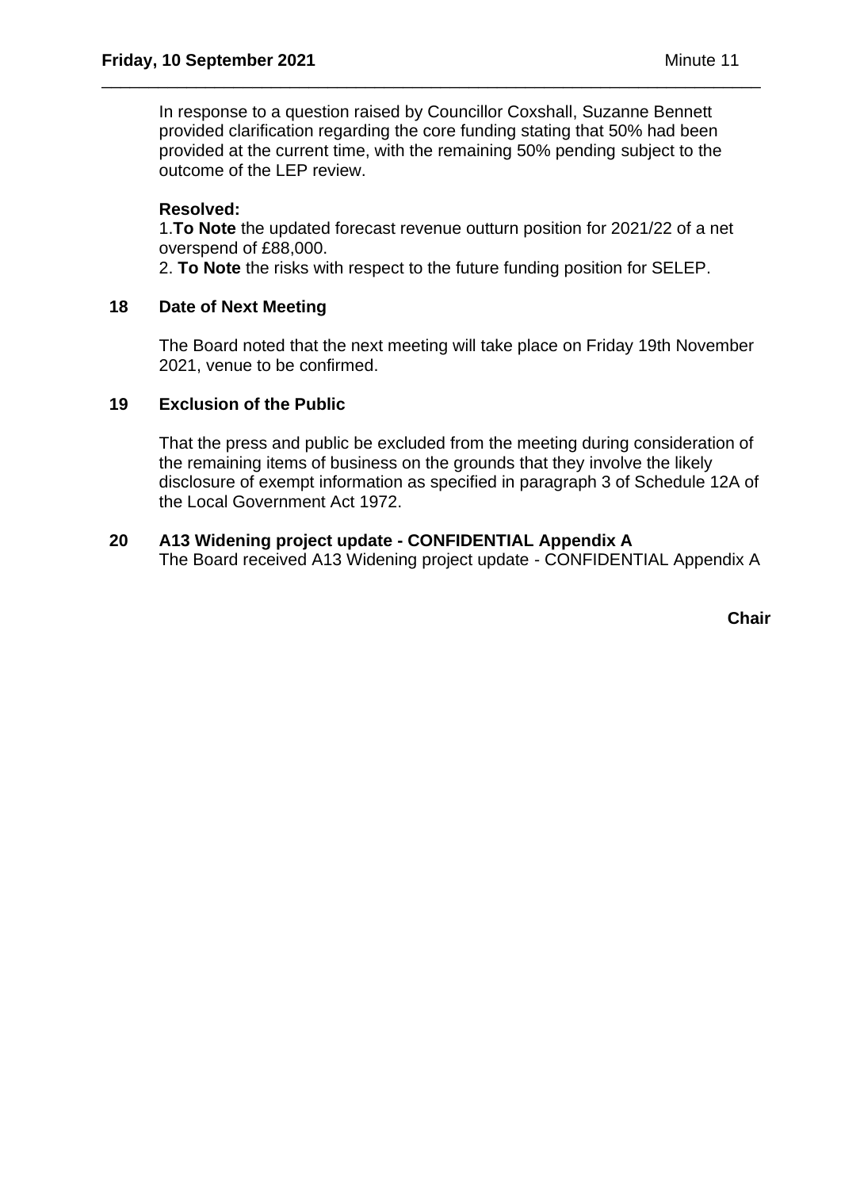In response to a question raised by Councillor Coxshall, Suzanne Bennett provided clarification regarding the core funding stating that 50% had been provided at the current time, with the remaining 50% pending subject to the outcome of the LEP review.

**Resolved:**

1.**To Note** the updated forecast revenue outturn position for 2021/22 of a net overspend of £88,000.

2. **To Note** the risks with respect to the future funding position for SELEP.

## 18 Date of Next Meeting

The Board noted that the next meeting will take place on Friday 19th November 2021, venue to be confirmed.

## 19 Exclusion of the Public

That the press and public be excluded from the meeting during consideration of the remaining items of business on the grounds that they involve the likely disclosure of exempt information as specified in paragraph 3 of Schedule 12A of the Local Government Act 1972.

## 20 A13 Widening project update - CONFIDENTIAL Appendix A

The Board received A13 Widening project update - CONFIDENTIAL Appendix A

**Chair**